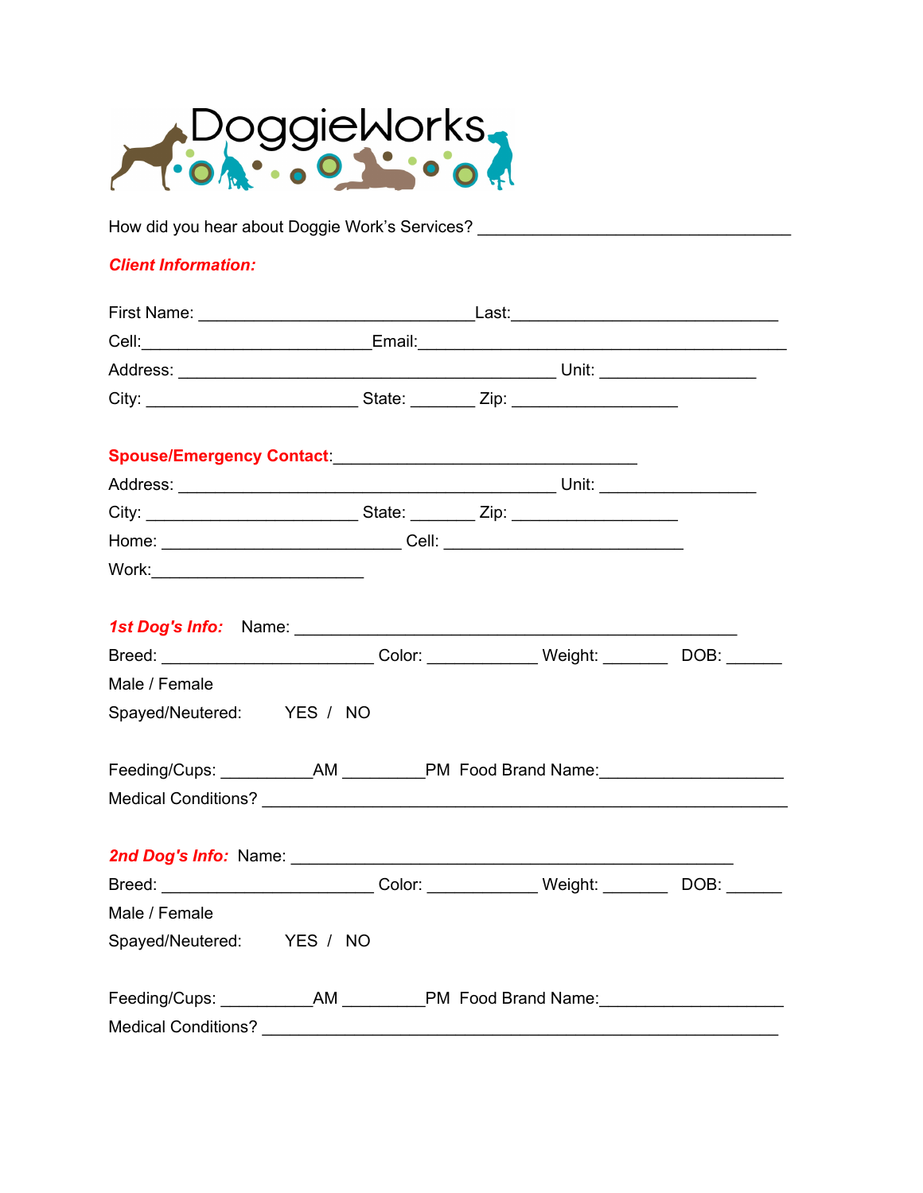# DoggieWorks

How did you hear about Doggie Work's Services? ___________________________________

***Client Information:***

First Name: ______________________________Last:_____________________________

Cell:_________________________Email:________________________________________

Address: _________________________________________ Unit: _________________

City: _______________________ State: _______ Zip: __________________

**Spouse/Emergency Contact**:_________________________________

Address: _________________________________________ Unit: _________________

City: _______________________ State: _______ Zip: __________________

Home: __________________________ Cell: __________________________

Work:_______________________

***1st Dog's Info:*** Name: _________________________________________________

Breed: _______________________ Color: ____________ Weight: _______ DOB: ______

Male / Female

Spayed/Neutered: YES / NO

Feeding/Cups: __________AM _________PM Food Brand Name:____________________

Medical Conditions? _________________________________________________________

***2nd Dog's Info:*** Name: _________________________________________________

Breed: _______________________ Color: ____________ Weight: _______ DOB: ______

Male / Female

Spayed/Neutered: YES / NO

Feeding/Cups: __________AM _________PM Food Brand Name:____________________

Medical Conditions? ________________________________________________________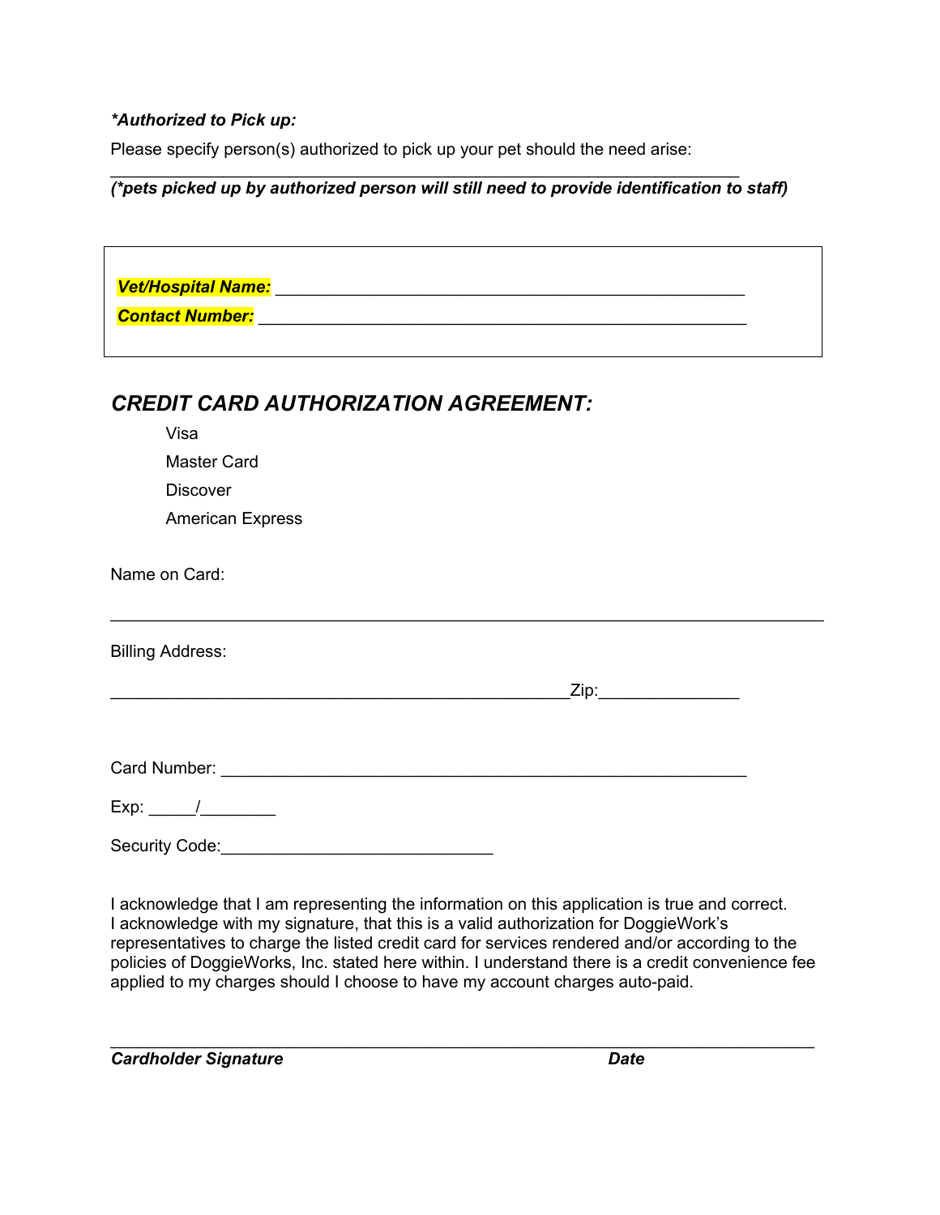***Authorized to Pick up:***

Please specify person(s) authorized to pick up your pet should the need arise:
_______________________________________________________________

***(*pets picked up by authorized person will still need to provide identification to staff)***

***Vet/Hospital Name:*** _______________________________________________

***Contact Number:*** _________________________________________________

## *CREDIT CARD AUTHORIZATION AGREEMENT:*

- Visa
- Master Card
- Discover
- American Express

Name on Card:

_______________________________________________________________________

Billing Address:

______________________________________________Zip:______________

Card Number: _____________________________________________________

Exp: _____/________

Security Code:____________________________

I acknowledge that I am representing the information on this application is true and correct.
I acknowledge with my signature, that this is a valid authorization for DoggieWork's representatives to charge the listed credit card for services rendered and/or according to the policies of DoggieWorks, Inc. stated here within. I understand there is a credit convenience fee applied to my charges should I choose to have my account charges auto-paid.

_______________________________________________________________________

***Cardholder Signature*** ***Date***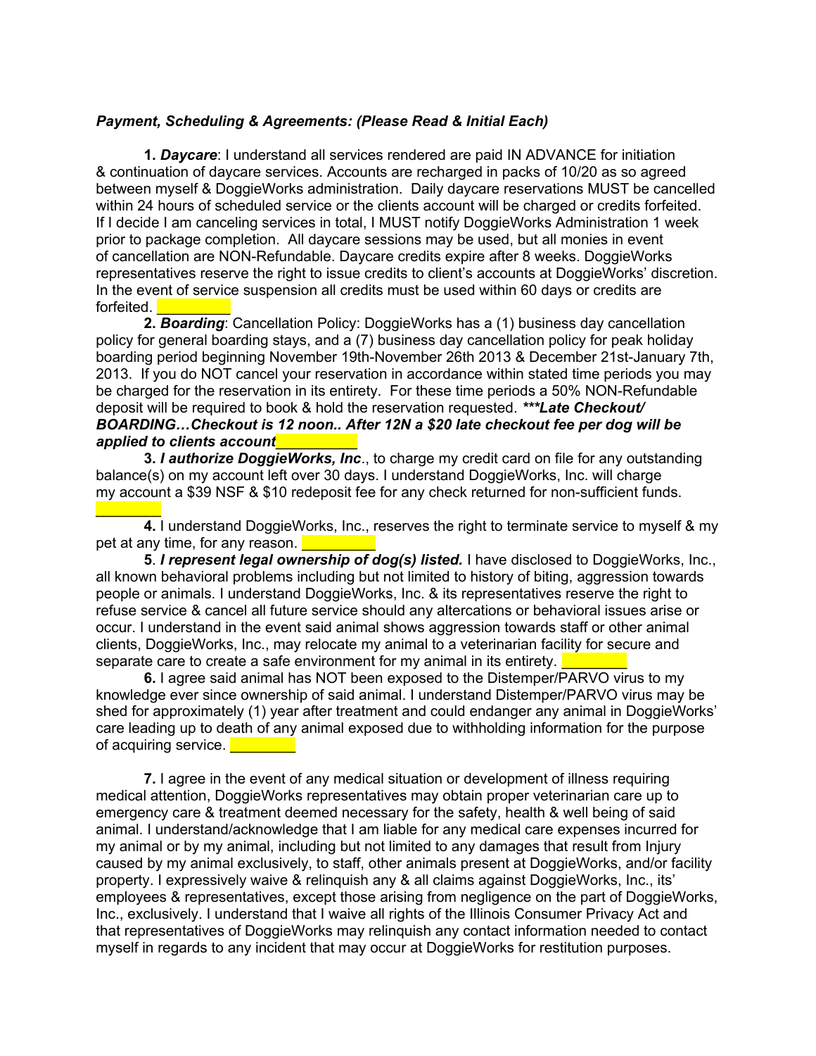***Payment, Scheduling & Agreements: (Please Read & Initial Each)***

**1.** ***Daycare***: I understand all services rendered are paid IN ADVANCE for initiation & continuation of daycare services. Accounts are recharged in packs of 10/20 as so agreed between myself & DoggieWorks administration. Daily daycare reservations MUST be cancelled within 24 hours of scheduled service or the clients account will be charged or credits forfeited. If I decide I am canceling services in total, I MUST notify DoggieWorks Administration 1 week prior to package completion. All daycare sessions may be used, but all monies in event of cancellation are NON-Refundable. Daycare credits expire after 8 weeks. DoggieWorks representatives reserve the right to issue credits to client's accounts at DoggieWorks' discretion. In the event of service suspension all credits must be used within 60 days or credits are forfeited. _________

**2.** ***Boarding***: Cancellation Policy: DoggieWorks has a (1) business day cancellation policy for general boarding stays, and a (7) business day cancellation policy for peak holiday boarding period beginning November 19th-November 26th 2013 & December 21st-January 7th, 2013. If you do NOT cancel your reservation in accordance within stated time periods you may be charged for the reservation in its entirety. For these time periods a 50% NON-Refundable deposit will be required to book & hold the reservation requested. ***\*\*\*Late Checkout/ BOARDING…Checkout is 12 noon.. After 12N a $20 late checkout fee per dog will be applied to clients account*** _________

**3.** ***I authorize DoggieWorks, Inc***., to charge my credit card on file for any outstanding balance(s) on my account left over 30 days. I understand DoggieWorks, Inc. will charge my account a $39 NSF & $10 redeposit fee for any check returned for non-sufficient funds. _________

**4.** I understand DoggieWorks, Inc., reserves the right to terminate service to myself & my pet at any time, for any reason. _________

**5**. ***I represent legal ownership of dog(s) listed.*** I have disclosed to DoggieWorks, Inc., all known behavioral problems including but not limited to history of biting, aggression towards people or animals. I understand DoggieWorks, Inc. & its representatives reserve the right to refuse service & cancel all future service should any altercations or behavioral issues arise or occur. I understand in the event said animal shows aggression towards staff or other animal clients, DoggieWorks, Inc., may relocate my animal to a veterinarian facility for secure and separate care to create a safe environment for my animal in its entirety. _________

**6.** I agree said animal has NOT been exposed to the Distemper/PARVO virus to my knowledge ever since ownership of said animal. I understand Distemper/PARVO virus may be shed for approximately (1) year after treatment and could endanger any animal in DoggieWorks' care leading up to death of any animal exposed due to withholding information for the purpose of acquiring service. _________

**7.** I agree in the event of any medical situation or development of illness requiring medical attention, DoggieWorks representatives may obtain proper veterinarian care up to emergency care & treatment deemed necessary for the safety, health & well being of said animal. I understand/acknowledge that I am liable for any medical care expenses incurred for my animal or by my animal, including but not limited to any damages that result from Injury caused by my animal exclusively, to staff, other animals present at DoggieWorks, and/or facility property. I expressively waive & relinquish any & all claims against DoggieWorks, Inc., its' employees & representatives, except those arising from negligence on the part of DoggieWorks, Inc., exclusively. I understand that I waive all rights of the Illinois Consumer Privacy Act and that representatives of DoggieWorks may relinquish any contact information needed to contact myself in regards to any incident that may occur at DoggieWorks for restitution purposes.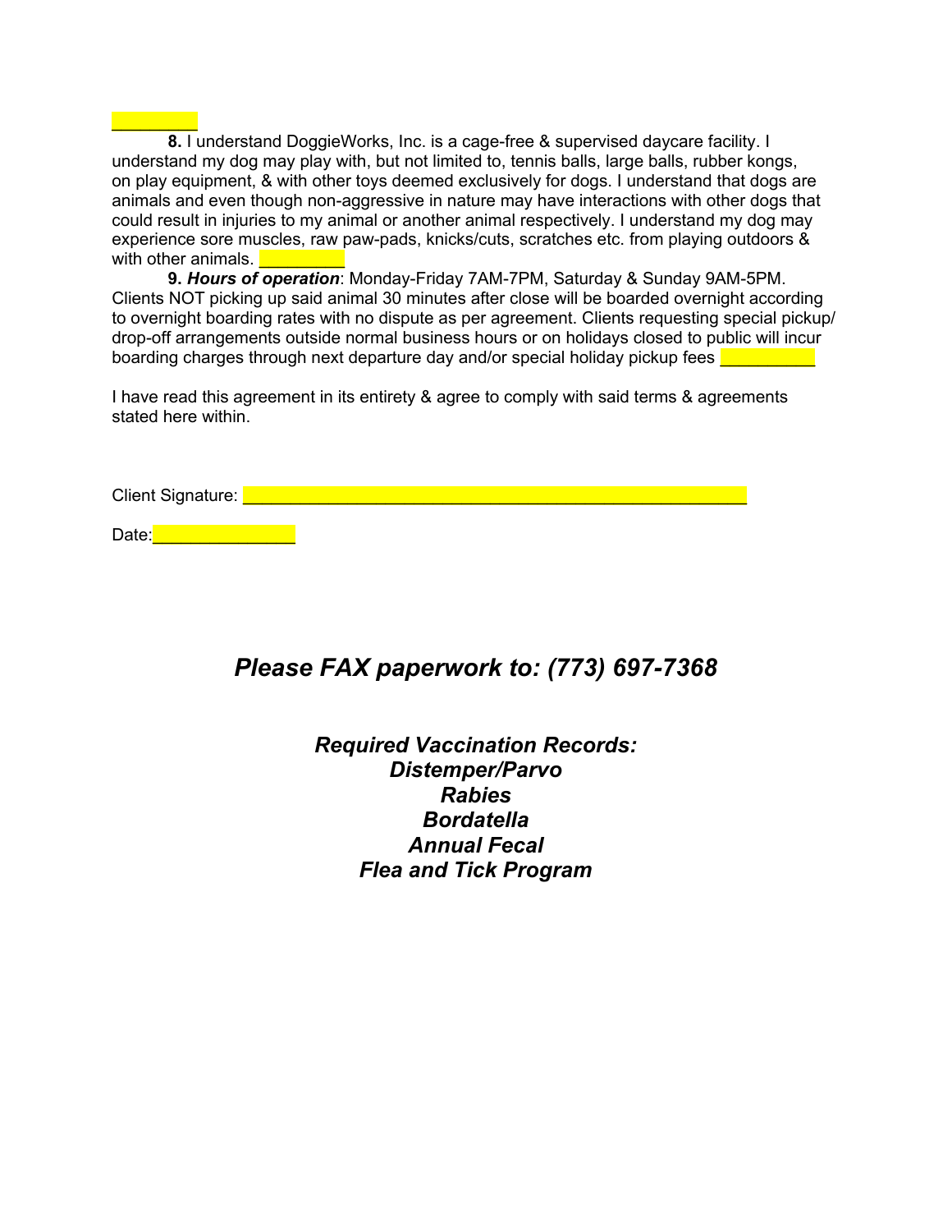__________

**8.** I understand DoggieWorks, Inc. is a cage-free & supervised daycare facility. I understand my dog may play with, but not limited to, tennis balls, large balls, rubber kongs, on play equipment, & with other toys deemed exclusively for dogs. I understand that dogs are animals and even though non-aggressive in nature may have interactions with other dogs that could result in injuries to my animal or another animal respectively. I understand my dog may experience sore muscles, raw paw-pads, knicks/cuts, scratches etc. from playing outdoors & with other animals. __________

**9. *Hours of operation***: Monday-Friday 7AM-7PM, Saturday & Sunday 9AM-5PM. Clients NOT picking up said animal 30 minutes after close will be boarded overnight according to overnight boarding rates with no dispute as per agreement. Clients requesting special pickup/drop-off arrangements outside normal business hours or on holidays closed to public will incur boarding charges through next departure day and/or special holiday pickup fees ___________

I have read this agreement in its entirety & agree to comply with said terms & agreements stated here within.

Client Signature: _______________________________________________________

Date:________________

***Please FAX paperwork to: (773) 697-7368***

***Required Vaccination Records:***
***Distemper/Parvo***
***Rabies***
***Bordatella***
***Annual Fecal***
***Flea and Tick Program***